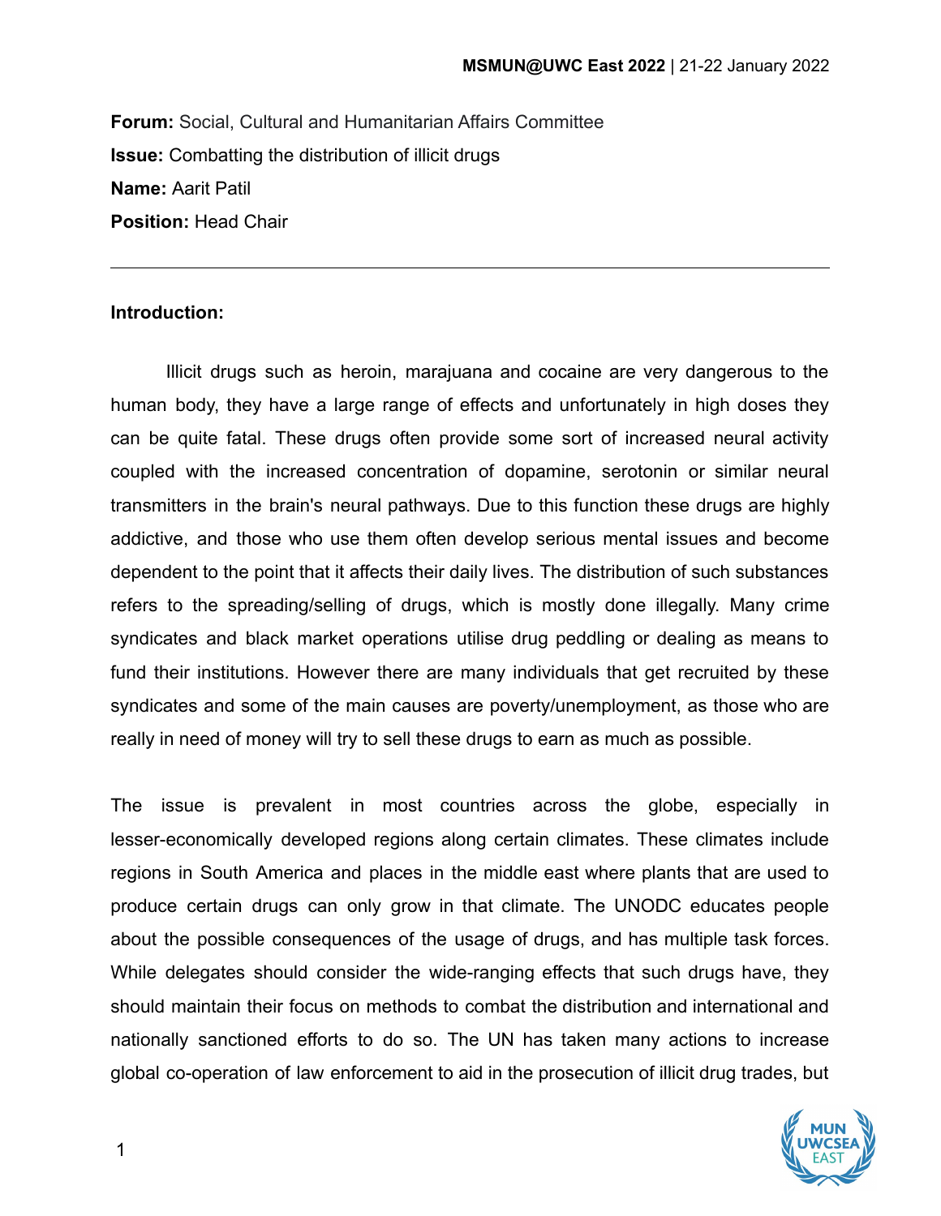**Forum:** Social, Cultural and Humanitarian Affairs Committee
**Issue:** Combatting the distribution of illicit drugs
**Name:** Aarit Patil
**Position:** Head Chair

---

**Introduction:**

Illicit drugs such as heroin, marajuana and cocaine are very dangerous to the human body, they have a large range of effects and unfortunately in high doses they can be quite fatal. These drugs often provide some sort of increased neural activity coupled with the increased concentration of dopamine, serotonin or similar neural transmitters in the brain's neural pathways. Due to this function these drugs are highly addictive, and those who use them often develop serious mental issues and become dependent to the point that it affects their daily lives. The distribution of such substances refers to the spreading/selling of drugs, which is mostly done illegally. Many crime syndicates and black market operations utilise drug peddling or dealing as means to fund their institutions. However there are many individuals that get recruited by these syndicates and some of the main causes are poverty/unemployment, as those who are really in need of money will try to sell these drugs to earn as much as possible.

The issue is prevalent in most countries across the globe, especially in lesser-economically developed regions along certain climates. These climates include regions in South America and places in the middle east where plants that are used to produce certain drugs can only grow in that climate. The UNODC educates people about the possible consequences of the usage of drugs, and has multiple task forces. While delegates should consider the wide-ranging effects that such drugs have, they should maintain their focus on methods to combat the distribution and international and nationally sanctioned efforts to do so. The UN has taken many actions to increase global co-operation of law enforcement to aid in the prosecution of illicit drug trades, but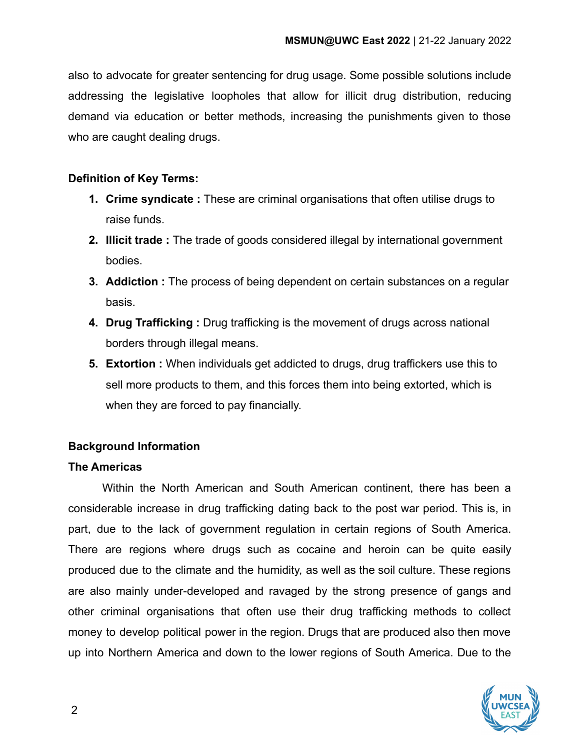also to advocate for greater sentencing for drug usage. Some possible solutions include addressing the legislative loopholes that allow for illicit drug distribution, reducing demand via education or better methods, increasing the punishments given to those who are caught dealing drugs.

**Definition of Key Terms:**

1. **Crime syndicate :** These are criminal organisations that often utilise drugs to raise funds.
2. **Illicit trade :** The trade of goods considered illegal by international government bodies.
3. **Addiction :** The process of being dependent on certain substances on a regular basis.
4. **Drug Trafficking :** Drug trafficking is the movement of drugs across national borders through illegal means.
5. **Extortion :** When individuals get addicted to drugs, drug traffickers use this to sell more products to them, and this forces them into being extorted, which is when they are forced to pay financially.

**Background Information**

**The Americas**

Within the North American and South American continent, there has been a considerable increase in drug trafficking dating back to the post war period. This is, in part, due to the lack of government regulation in certain regions of South America. There are regions where drugs such as cocaine and heroin can be quite easily produced due to the climate and the humidity, as well as the soil culture. These regions are also mainly under-developed and ravaged by the strong presence of gangs and other criminal organisations that often use their drug trafficking methods to collect money to develop political power in the region. Drugs that are produced also then move up into Northern America and down to the lower regions of South America. Due to the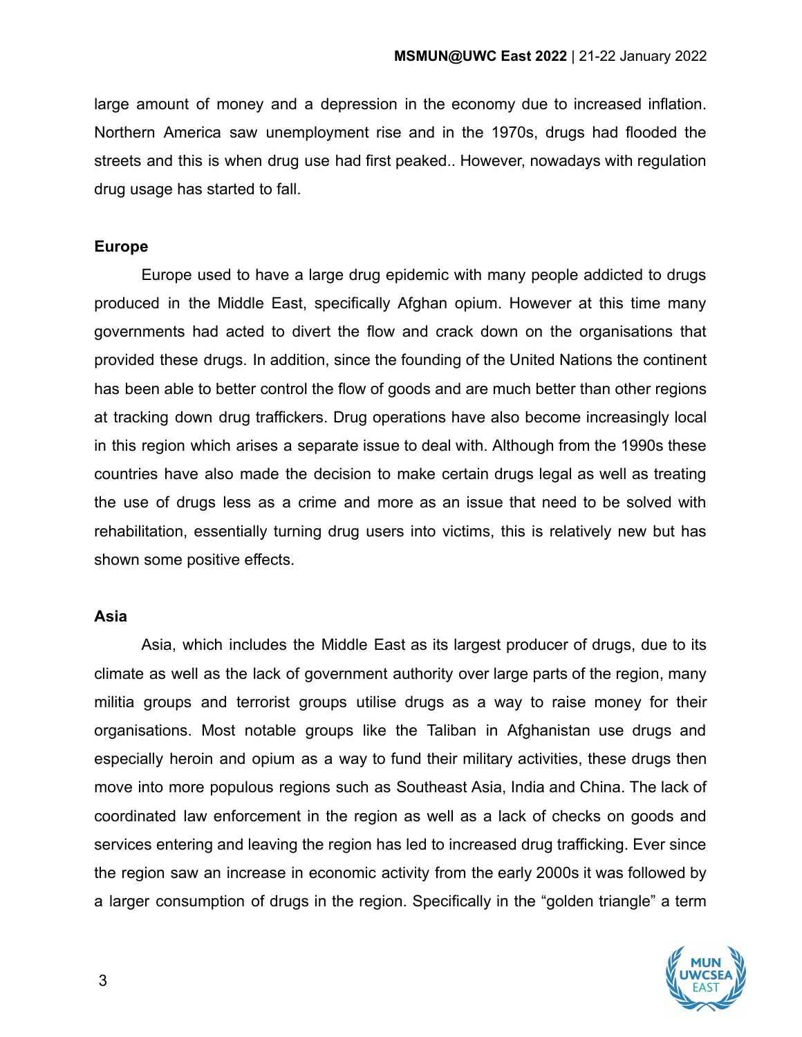large amount of money and a depression in the economy due to increased inflation. Northern America saw unemployment rise and in the 1970s, drugs had flooded the streets and this is when drug use had first peaked.. However, nowadays with regulation drug usage has started to fall.

**Europe**

Europe used to have a large drug epidemic with many people addicted to drugs produced in the Middle East, specifically Afghan opium. However at this time many governments had acted to divert the flow and crack down on the organisations that provided these drugs. In addition, since the founding of the United Nations the continent has been able to better control the flow of goods and are much better than other regions at tracking down drug traffickers. Drug operations have also become increasingly local in this region which arises a separate issue to deal with. Although from the 1990s these countries have also made the decision to make certain drugs legal as well as treating the use of drugs less as a crime and more as an issue that need to be solved with rehabilitation, essentially turning drug users into victims, this is relatively new but has shown some positive effects.

**Asia**

Asia, which includes the Middle East as its largest producer of drugs, due to its climate as well as the lack of government authority over large parts of the region, many militia groups and terrorist groups utilise drugs as a way to raise money for their organisations. Most notable groups like the Taliban in Afghanistan use drugs and especially heroin and opium as a way to fund their military activities, these drugs then move into more populous regions such as Southeast Asia, India and China. The lack of coordinated law enforcement in the region as well as a lack of checks on goods and services entering and leaving the region has led to increased drug trafficking. Ever since the region saw an increase in economic activity from the early 2000s it was followed by a larger consumption of drugs in the region. Specifically in the "golden triangle" a term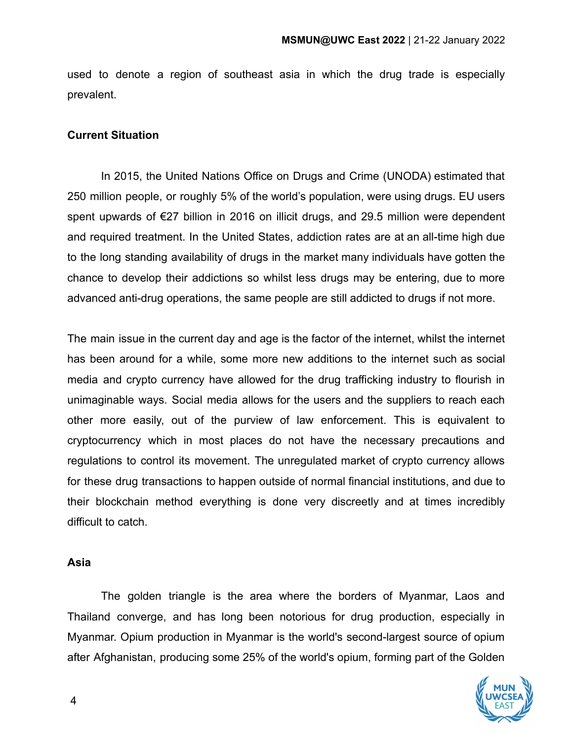used to denote a region of southeast asia in which the drug trade is especially prevalent.

**Current Situation**

In 2015, the United Nations Office on Drugs and Crime (UNODA) estimated that 250 million people, or roughly 5% of the world's population, were using drugs. EU users spent upwards of €27 billion in 2016 on illicit drugs, and 29.5 million were dependent and required treatment. In the United States, addiction rates are at an all-time high due to the long standing availability of drugs in the market many individuals have gotten the chance to develop their addictions so whilst less drugs may be entering, due to more advanced anti-drug operations, the same people are still addicted to drugs if not more.

The main issue in the current day and age is the factor of the internet, whilst the internet has been around for a while, some more new additions to the internet such as social media and crypto currency have allowed for the drug trafficking industry to flourish in unimaginable ways. Social media allows for the users and the suppliers to reach each other more easily, out of the purview of law enforcement. This is equivalent to cryptocurrency which in most places do not have the necessary precautions and regulations to control its movement. The unregulated market of crypto currency allows for these drug transactions to happen outside of normal financial institutions, and due to their blockchain method everything is done very discreetly and at times incredibly difficult to catch.

**Asia**

The golden triangle is the area where the borders of Myanmar, Laos and Thailand converge, and has long been notorious for drug production, especially in Myanmar. Opium production in Myanmar is the world's second-largest source of opium after Afghanistan, producing some 25% of the world's opium, forming part of the Golden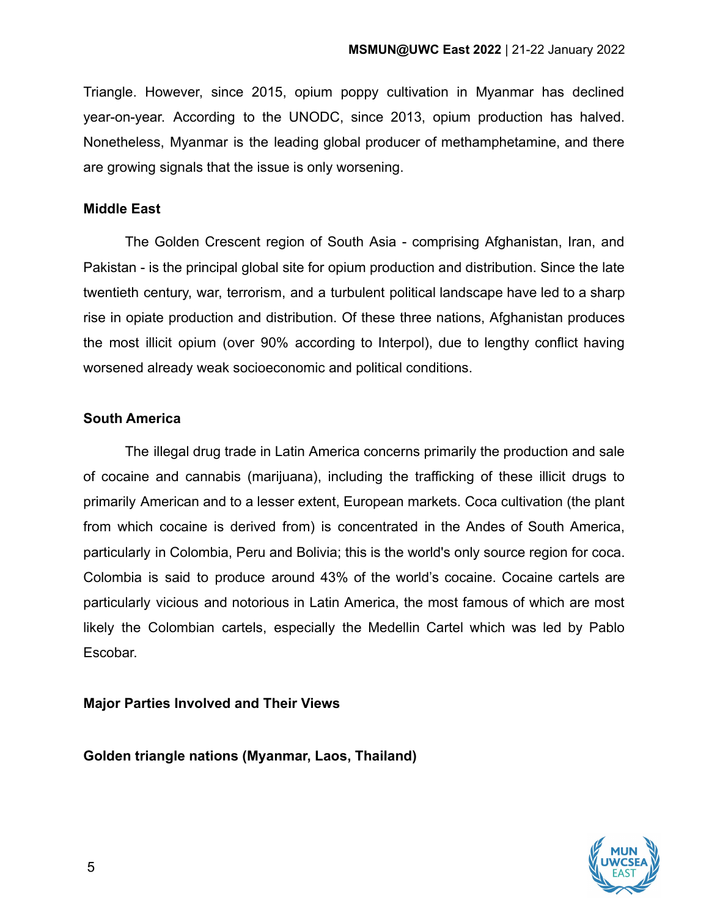Triangle. However, since 2015, opium poppy cultivation in Myanmar has declined year-on-year. According to the UNODC, since 2013, opium production has halved. Nonetheless, Myanmar is the leading global producer of methamphetamine, and there are growing signals that the issue is only worsening.

**Middle East**

The Golden Crescent region of South Asia - comprising Afghanistan, Iran, and Pakistan - is the principal global site for opium production and distribution. Since the late twentieth century, war, terrorism, and a turbulent political landscape have led to a sharp rise in opiate production and distribution. Of these three nations, Afghanistan produces the most illicit opium (over 90% according to Interpol), due to lengthy conflict having worsened already weak socioeconomic and political conditions.

**South America**

The illegal drug trade in Latin America concerns primarily the production and sale of cocaine and cannabis (marijuana), including the trafficking of these illicit drugs to primarily American and to a lesser extent, European markets. Coca cultivation (the plant from which cocaine is derived from) is concentrated in the Andes of South America, particularly in Colombia, Peru and Bolivia; this is the world's only source region for coca. Colombia is said to produce around 43% of the world's cocaine. Cocaine cartels are particularly vicious and notorious in Latin America, the most famous of which are most likely the Colombian cartels, especially the Medellin Cartel which was led by Pablo Escobar.

## Major Parties Involved and Their Views

**Golden triangle nations (Myanmar, Laos, Thailand)**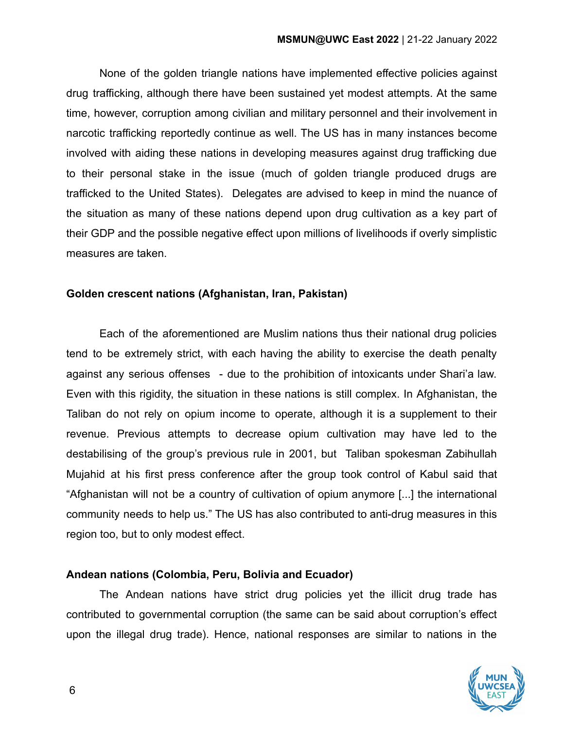None of the golden triangle nations have implemented effective policies against drug trafficking, although there have been sustained yet modest attempts. At the same time, however, corruption among civilian and military personnel and their involvement in narcotic trafficking reportedly continue as well. The US has in many instances become involved with aiding these nations in developing measures against drug trafficking due to their personal stake in the issue (much of golden triangle produced drugs are trafficked to the United States). Delegates are advised to keep in mind the nuance of the situation as many of these nations depend upon drug cultivation as a key part of their GDP and the possible negative effect upon millions of livelihoods if overly simplistic measures are taken.

**Golden crescent nations (Afghanistan, Iran, Pakistan)**

Each of the aforementioned are Muslim nations thus their national drug policies tend to be extremely strict, with each having the ability to exercise the death penalty against any serious offenses - due to the prohibition of intoxicants under Shari'a law. Even with this rigidity, the situation in these nations is still complex. In Afghanistan, the Taliban do not rely on opium income to operate, although it is a supplement to their revenue. Previous attempts to decrease opium cultivation may have led to the destabilising of the group's previous rule in 2001, but Taliban spokesman Zabihullah Mujahid at his first press conference after the group took control of Kabul said that "Afghanistan will not be a country of cultivation of opium anymore [...] the international community needs to help us." The US has also contributed to anti-drug measures in this region too, but to only modest effect.

**Andean nations (Colombia, Peru, Bolivia and Ecuador)**

The Andean nations have strict drug policies yet the illicit drug trade has contributed to governmental corruption (the same can be said about corruption's effect upon the illegal drug trade). Hence, national responses are similar to nations in the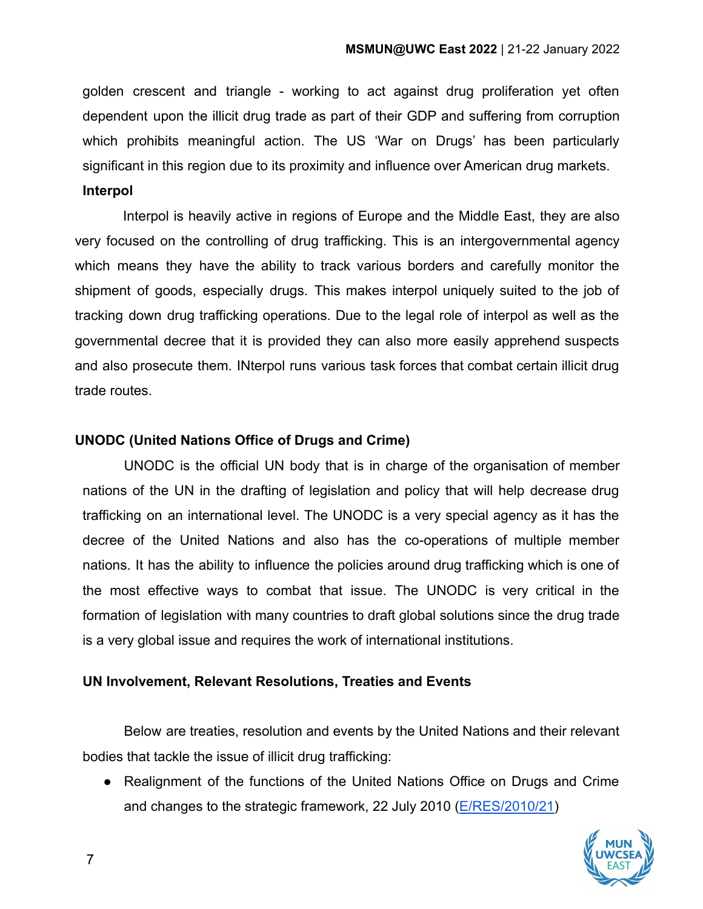golden crescent and triangle - working to act against drug proliferation yet often dependent upon the illicit drug trade as part of their GDP and suffering from corruption which prohibits meaningful action. The US 'War on Drugs' has been particularly significant in this region due to its proximity and influence over American drug markets.

**Interpol**

Interpol is heavily active in regions of Europe and the Middle East, they are also very focused on the controlling of drug trafficking. This is an intergovernmental agency which means they have the ability to track various borders and carefully monitor the shipment of goods, especially drugs. This makes interpol uniquely suited to the job of tracking down drug trafficking operations. Due to the legal role of interpol as well as the governmental decree that it is provided they can also more easily apprehend suspects and also prosecute them. INterpol runs various task forces that combat certain illicit drug trade routes.

**UNODC (United Nations Office of Drugs and Crime)**

UNODC is the official UN body that is in charge of the organisation of member nations of the UN in the drafting of legislation and policy that will help decrease drug trafficking on an international level. The UNODC is a very special agency as it has the decree of the United Nations and also has the co-operations of multiple member nations. It has the ability to influence the policies around drug trafficking which is one of the most effective ways to combat that issue. The UNODC is very critical in the formation of legislation with many countries to draft global solutions since the drug trade is a very global issue and requires the work of international institutions.

## UN Involvement, Relevant Resolutions, Treaties and Events

Below are treaties, resolution and events by the United Nations and their relevant bodies that tackle the issue of illicit drug trafficking:

- Realignment of the functions of the United Nations Office on Drugs and Crime and changes to the strategic framework, 22 July 2010 (E/RES/2010/21)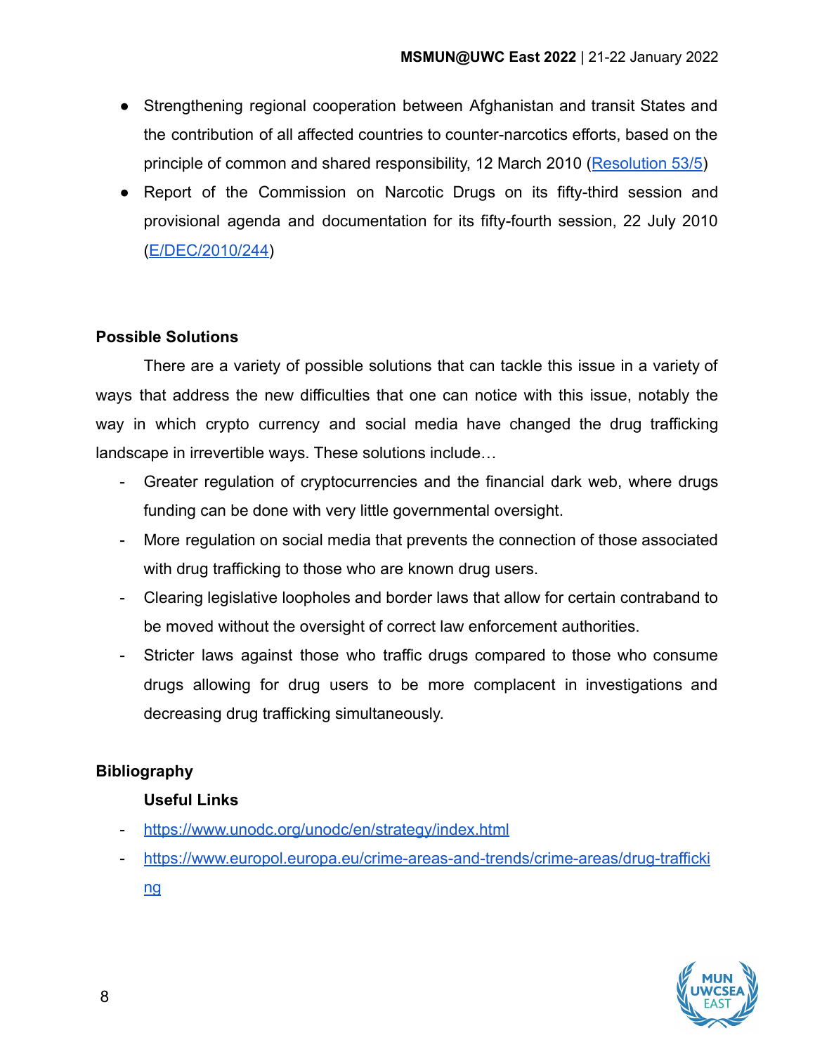- Strengthening regional cooperation between Afghanistan and transit States and the contribution of all affected countries to counter-narcotics efforts, based on the principle of common and shared responsibility, 12 March 2010 ([Resolution 53/5](Resolution 53/5))
- Report of the Commission on Narcotic Drugs on its fifty-third session and provisional agenda and documentation for its fifty-fourth session, 22 July 2010 ([E/DEC/2010/244](E/DEC/2010/244))

**Possible Solutions**

There are a variety of possible solutions that can tackle this issue in a variety of ways that address the new difficulties that one can notice with this issue, notably the way in which crypto currency and social media have changed the drug trafficking landscape in irrevertible ways. These solutions include…

- Greater regulation of cryptocurrencies and the financial dark web, where drugs funding can be done with very little governmental oversight.
- More regulation on social media that prevents the connection of those associated with drug trafficking to those who are known drug users.
- Clearing legislative loopholes and border laws that allow for certain contraband to be moved without the oversight of correct law enforcement authorities.
- Stricter laws against those who traffic drugs compared to those who consume drugs allowing for drug users to be more complacent in investigations and decreasing drug trafficking simultaneously.

**Bibliography**

**Useful Links**

- https://www.unodc.org/unodc/en/strategy/index.html
- https://www.europol.europa.eu/crime-areas-and-trends/crime-areas/drug-trafficking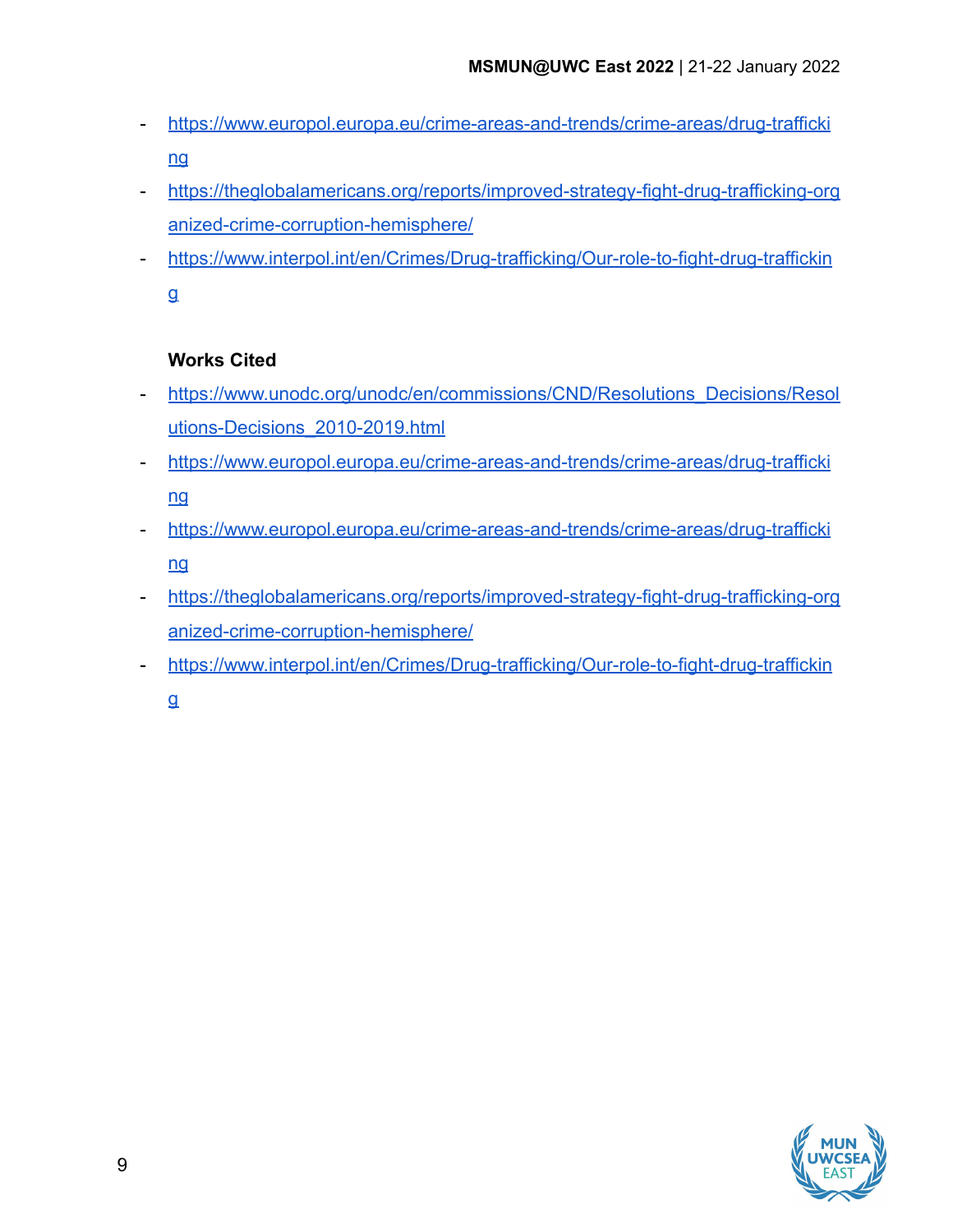- https://www.europol.europa.eu/crime-areas-and-trends/crime-areas/drug-trafficking
- https://theglobalamericans.org/reports/improved-strategy-fight-drug-trafficking-organized-crime-corruption-hemisphere/
- https://www.interpol.int/en/Crimes/Drug-trafficking/Our-role-to-fight-drug-trafficking

**Works Cited**

- https://www.unodc.org/unodc/en/commissions/CND/Resolutions_Decisions/Resolutions-Decisions_2010-2019.html
- https://www.europol.europa.eu/crime-areas-and-trends/crime-areas/drug-trafficking
- https://www.europol.europa.eu/crime-areas-and-trends/crime-areas/drug-trafficking
- https://theglobalamericans.org/reports/improved-strategy-fight-drug-trafficking-organized-crime-corruption-hemisphere/
- https://www.interpol.int/en/Crimes/Drug-trafficking/Our-role-to-fight-drug-trafficking